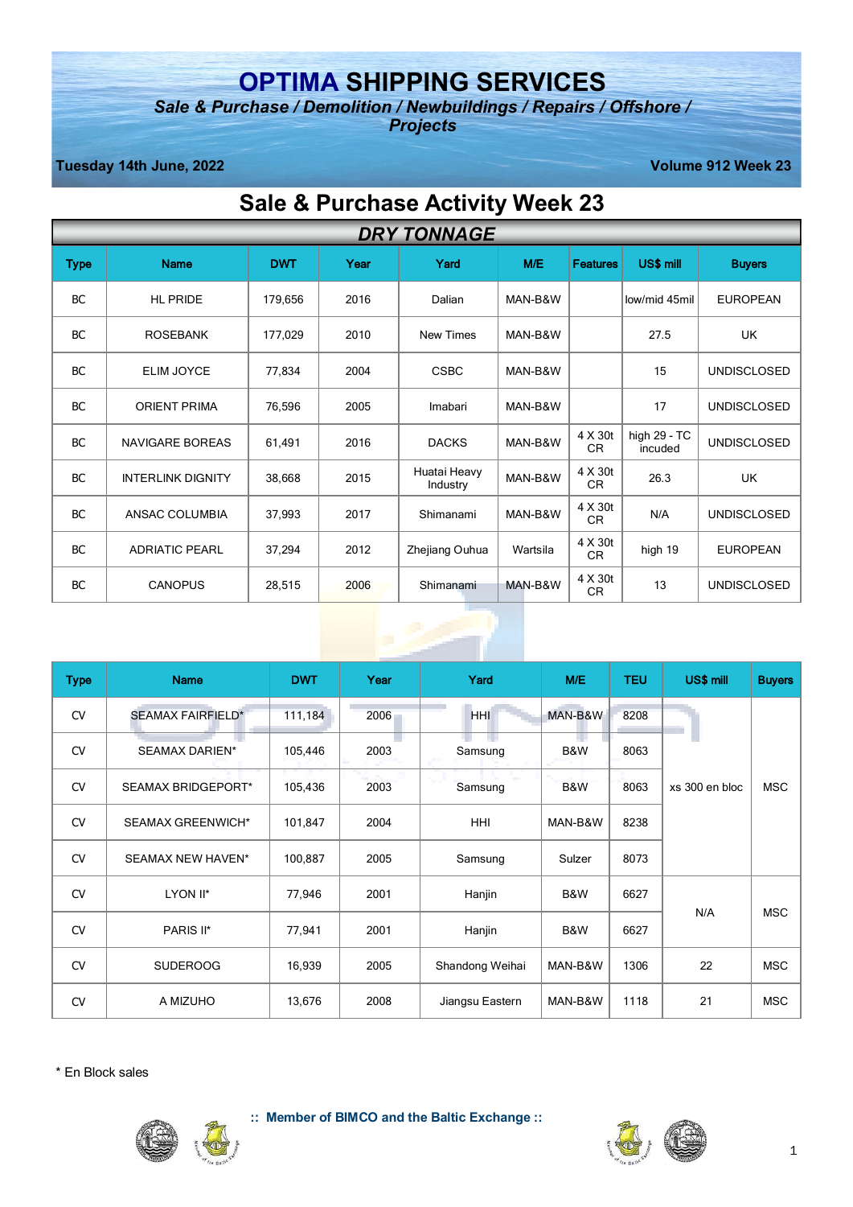# OPTIMA SHIPPING SERVICES

***Sale & Purchase / Demolition / Newbuildings / Repairs / Offshore / Projects***

**Tuesday 14th June, 2022** **Volume 912 Week 23**

## Sale & Purchase Activity Week 23

### *DRY TONNAGE*

| Type | Name | DWT | Year | Yard | M/E | Features | US$ mill | Buyers |
|---|---|---|---|---|---|---|---|---|
| BC | HL PRIDE | 179,656 | 2016 | Dalian | MAN-B&W | | low/mid 45mil | EUROPEAN |
| BC | ROSEBANK | 177,029 | 2010 | New Times | MAN-B&W | | 27.5 | UK |
| BC | ELIM JOYCE | 77,834 | 2004 | CSBC | MAN-B&W | | 15 | UNDISCLOSED |
| BC | ORIENT PRIMA | 76,596 | 2005 | Imabari | MAN-B&W | | 17 | UNDISCLOSED |
| BC | NAVIGARE BOREAS | 61,491 | 2016 | DACKS | MAN-B&W | 4 X 30t CR | high 29 - TC incuded | UNDISCLOSED |
| BC | INTERLINK DIGNITY | 38,668 | 2015 | Huatai Heavy Industry | MAN-B&W | 4 X 30t CR | 26.3 | UK |
| BC | ANSAC COLUMBIA | 37,993 | 2017 | Shimanami | MAN-B&W | 4 X 30t CR | N/A | UNDISCLOSED |
| BC | ADRIATIC PEARL | 37,294 | 2012 | Zhejiang Ouhua | Wartsila | 4 X 30t CR | high 19 | EUROPEAN |
| BC | CANOPUS | 28,515 | 2006 | Shimanami | MAN-B&W | 4 X 30t CR | 13 | UNDISCLOSED |

| Type | Name | DWT | Year | Yard | M/E | TEU | US$ mill | Buyers |
|---|---|---|---|---|---|---|---|---|
| CV | SEAMAX FAIRFIELD* | 111,184 | 2006 | HHI | MAN-B&W | 8208 | xs 300 en bloc | MSC |
| CV | SEAMAX DARIEN* | 105,446 | 2003 | Samsung | B&W | 8063 | | |
| CV | SEAMAX BRIDGEPORT* | 105,436 | 2003 | Samsung | B&W | 8063 | | |
| CV | SEAMAX GREENWICH* | 101,847 | 2004 | HHI | MAN-B&W | 8238 | | |
| CV | SEAMAX NEW HAVEN* | 100,887 | 2005 | Samsung | Sulzer | 8073 | | |
| CV | LYON II* | 77,946 | 2001 | Hanjin | B&W | 6627 | N/A | MSC |
| CV | PARIS II* | 77,941 | 2001 | Hanjin | B&W | 6627 | | |
| CV | SUDEROOG | 16,939 | 2005 | Shandong Weihai | MAN-B&W | 1306 | 22 | MSC |
| CV | A MIZUHO | 13,676 | 2008 | Jiangsu Eastern | MAN-B&W | 1118 | 21 | MSC |

\* En Block sales

:: Member of BIMCO and the Baltic Exchange ::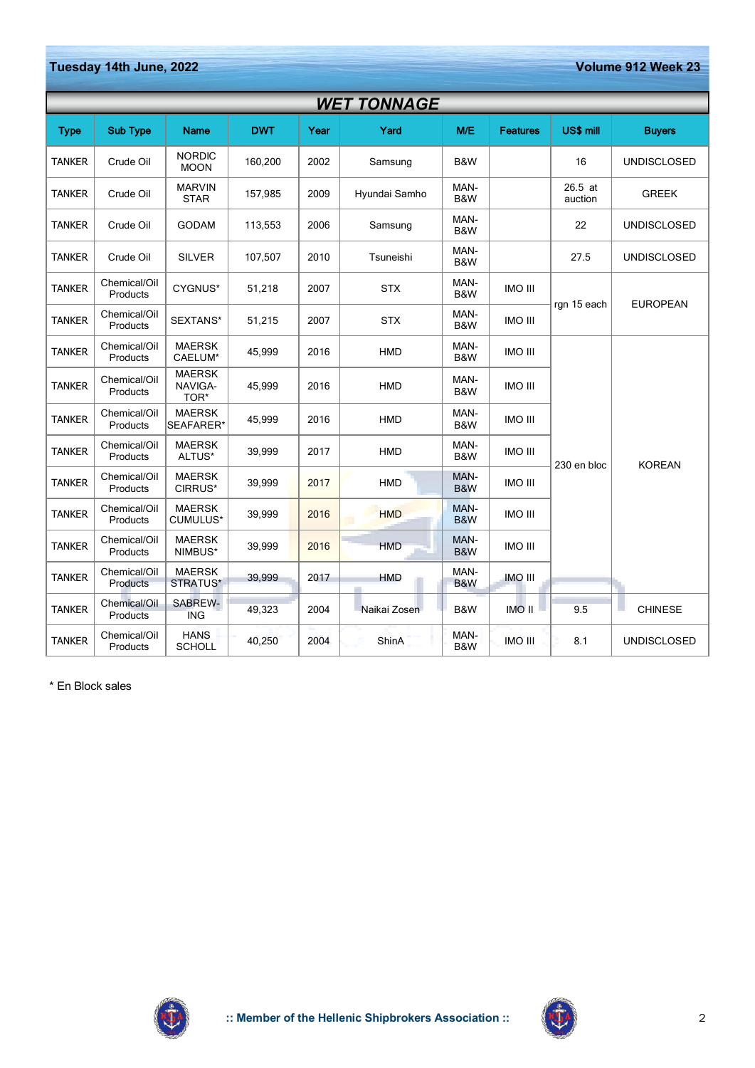## WET TONNAGE

| Type | Sub Type | Name | DWT | Year | Yard | M/E | Features | US$ mill | Buyers |
|---|---|---|---|---|---|---|---|---|---|
| TANKER | Crude Oil | NORDIC MOON | 160,200 | 2002 | Samsung | B&W | | 16 | UNDISCLOSED |
| TANKER | Crude Oil | MARVIN STAR | 157,985 | 2009 | Hyundai Samho | MAN-B&W | | 26.5 at auction | GREEK |
| TANKER | Crude Oil | GODAM | 113,553 | 2006 | Samsung | MAN-B&W | | 22 | UNDISCLOSED |
| TANKER | Crude Oil | SILVER | 107,507 | 2010 | Tsuneishi | MAN-B&W | | 27.5 | UNDISCLOSED |
| TANKER | Chemical/Oil Products | CYGNUS* | 51,218 | 2007 | STX | MAN-B&W | IMO III | rgn 15 each | EUROPEAN |
| TANKER | Chemical/Oil Products | SEXTANS* | 51,215 | 2007 | STX | MAN-B&W | IMO III | | |
| TANKER | Chemical/Oil Products | MAERSK CAELUM* | 45,999 | 2016 | HMD | MAN-B&W | IMO III | 230 en bloc | KOREAN |
| TANKER | Chemical/Oil Products | MAERSK NAVIGATOR* | 45,999 | 2016 | HMD | MAN-B&W | IMO III | | |
| TANKER | Chemical/Oil Products | MAERSK SEAFARER* | 45,999 | 2016 | HMD | MAN-B&W | IMO III | | |
| TANKER | Chemical/Oil Products | MAERSK ALTUS* | 39,999 | 2017 | HMD | MAN-B&W | IMO III | | |
| TANKER | Chemical/Oil Products | MAERSK CIRRUS* | 39,999 | 2017 | HMD | MAN-B&W | IMO III | | |
| TANKER | Chemical/Oil Products | MAERSK CUMULUS* | 39,999 | 2016 | HMD | MAN-B&W | IMO III | | |
| TANKER | Chemical/Oil Products | MAERSK NIMBUS* | 39,999 | 2016 | HMD | MAN-B&W | IMO III | | |
| TANKER | Chemical/Oil Products | MAERSK STRATUS* | 39,999 | 2017 | HMD | MAN-B&W | IMO III | | |
| TANKER | Chemical/Oil Products | SABREWING | 49,323 | 2004 | Naikai Zosen | B&W | IMO II | 9.5 | CHINESE |
| TANKER | Chemical/Oil Products | HANS SCHOLL | 40,250 | 2004 | ShinA | MAN-B&W | IMO III | 8.1 | UNDISCLOSED |

* En Block sales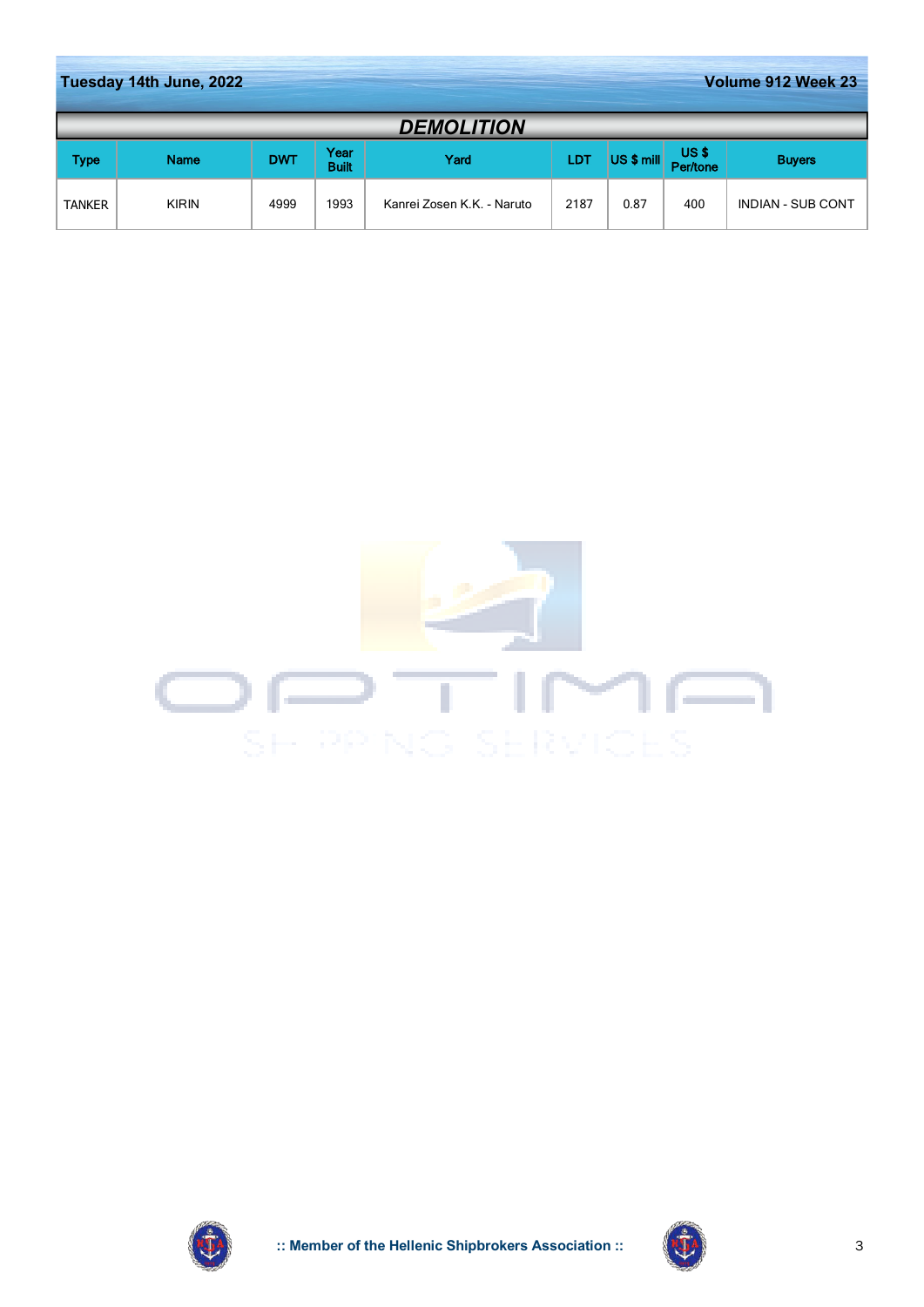## DEMOLITION

| Type | Name | DWT | Year Built | Yard | LDT | US $ mill | US $ Per/tone | Buyers |
|---|---|---|---|---|---|---|---|---|
| TANKER | KIRIN | 4999 | 1993 | Kanrei Zosen K.K. - Naruto | 2187 | 0.87 | 400 | INDIAN - SUB CONT |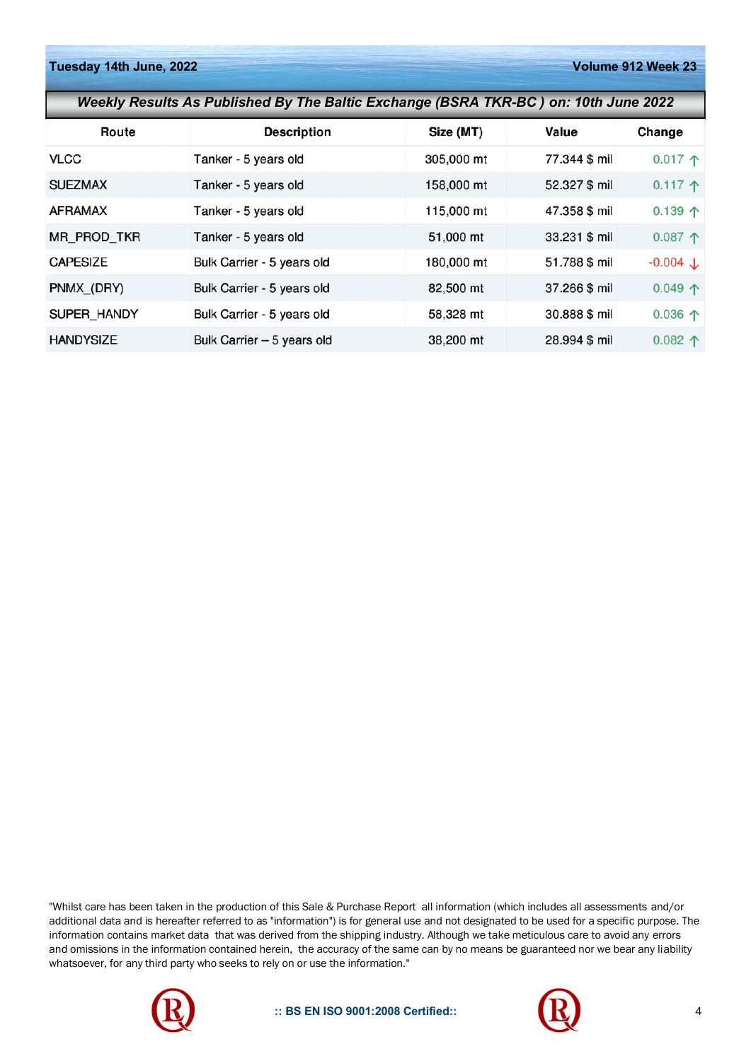**Weekly Results As Published By The Baltic Exchange (BSRA TKR-BC ) on: 10th June 2022**

| Route | Description | Size (MT) | Value | Change |
|---|---|---|---|---|
| VLCC | Tanker - 5 years old | 305,000 mt | 77.344 $ mil | 0.017 ↑ |
| SUEZMAX | Tanker - 5 years old | 158,000 mt | 52.327 $ mil | 0.117 ↑ |
| AFRAMAX | Tanker - 5 years old | 115,000 mt | 47.358 $ mil | 0.139 ↑ |
| MR_PROD_TKR | Tanker - 5 years old | 51,000 mt | 33.231 $ mil | 0.087 ↑ |
| CAPESIZE | Bulk Carrier - 5 years old | 180,000 mt | 51.788 $ mil | -0.004 ↓ |
| PNMX_(DRY) | Bulk Carrier - 5 years old | 82,500 mt | 37.266 $ mil | 0.049 ↑ |
| SUPER_HANDY | Bulk Carrier - 5 years old | 58,328 mt | 30.888 $ mil | 0.036 ↑ |
| HANDYSIZE | Bulk Carrier – 5 years old | 38,200 mt | 28.994 $ mil | 0.082 ↑ |

"Whilst care has been taken in the production of this Sale & Purchase Report all information (which includes all assessments and/or additional data and is hereafter referred to as "information") is for general use and not designated to be used for a specific purpose. The information contains market data that was derived from the shipping industry. Although we take meticulous care to avoid any errors and omissions in the information contained herein, the accuracy of the same can by no means be guaranteed nor we bear any liability whatsoever, for any third party who seeks to rely on or use the information."

:: BS EN ISO 9001:2008 Certified::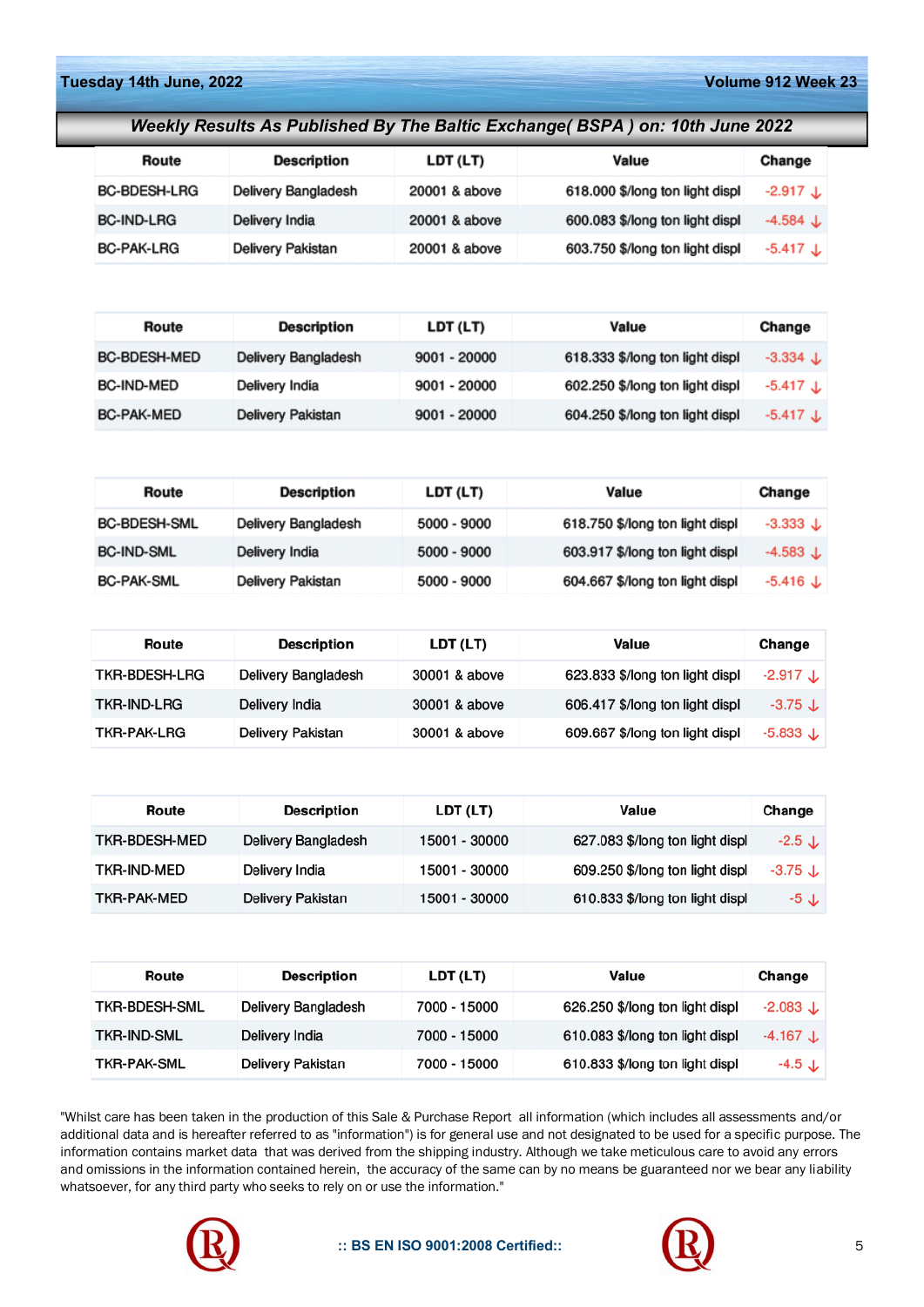## Weekly Results As Published By The Baltic Exchange( BSPA ) on: 10th June 2022

| Route | Description | LDT (LT) | Value | Change |
|---|---|---|---|---|
| BC-BDESH-LRG | Delivery Bangladesh | 20001 & above | 618.000 $/long ton light displ | -2.917 ↓ |
| BC-IND-LRG | Delivery India | 20001 & above | 600.083 $/long ton light displ | -4.584 ↓ |
| BC-PAK-LRG | Delivery Pakistan | 20001 & above | 603.750 $/long ton light displ | -5.417 ↓ |

| Route | Description | LDT (LT) | Value | Change |
|---|---|---|---|---|
| BC-BDESH-MED | Delivery Bangladesh | 9001 - 20000 | 618.333 $/long ton light displ | -3.334 ↓ |
| BC-IND-MED | Delivery India | 9001 - 20000 | 602.250 $/long ton light displ | -5.417 ↓ |
| BC-PAK-MED | Delivery Pakistan | 9001 - 20000 | 604.250 $/long ton light displ | -5.417 ↓ |

| Route | Description | LDT (LT) | Value | Change |
|---|---|---|---|---|
| BC-BDESH-SML | Delivery Bangladesh | 5000 - 9000 | 618.750 $/long ton light displ | -3.333 ↓ |
| BC-IND-SML | Delivery India | 5000 - 9000 | 603.917 $/long ton light displ | -4.583 ↓ |
| BC-PAK-SML | Delivery Pakistan | 5000 - 9000 | 604.667 $/long ton light displ | -5.416 ↓ |

| Route | Description | LDT (LT) | Value | Change |
|---|---|---|---|---|
| TKR-BDESH-LRG | Delivery Bangladesh | 30001 & above | 623.833 $/long ton light displ | -2.917 ↓ |
| TKR-IND-LRG | Delivery India | 30001 & above | 606.417 $/long ton light displ | -3.75 ↓ |
| TKR-PAK-LRG | Delivery Pakistan | 30001 & above | 609.667 $/long ton light displ | -5.833 ↓ |

| Route | Description | LDT (LT) | Value | Change |
|---|---|---|---|---|
| TKR-BDESH-MED | Delivery Bangladesh | 15001 - 30000 | 627.083 $/long ton light displ | -2.5 ↓ |
| TKR-IND-MED | Delivery India | 15001 - 30000 | 609.250 $/long ton light displ | -3.75 ↓ |
| TKR-PAK-MED | Delivery Pakistan | 15001 - 30000 | 610.833 $/long ton light displ | -5 ↓ |

| Route | Description | LDT (LT) | Value | Change |
|---|---|---|---|---|
| TKR-BDESH-SML | Delivery Bangladesh | 7000 - 15000 | 626.250 $/long ton light displ | -2.083 ↓ |
| TKR-IND-SML | Delivery India | 7000 - 15000 | 610.083 $/long ton light displ | -4.167 ↓ |
| TKR-PAK-SML | Delivery Pakistan | 7000 - 15000 | 610.833 $/long ton light displ | -4.5 ↓ |

"Whilst care has been taken in the production of this Sale & Purchase Report all information (which includes all assessments and/or additional data and is hereafter referred to as "information") is for general use and not designated to be used for a specific purpose. The information contains market data that was derived from the shipping industry. Although we take meticulous care to avoid any errors and omissions in the information contained herein, the accuracy of the same can by no means be guaranteed nor we bear any liability whatsoever, for any third party who seeks to rely on or use the information."

:: BS EN ISO 9001:2008 Certified::